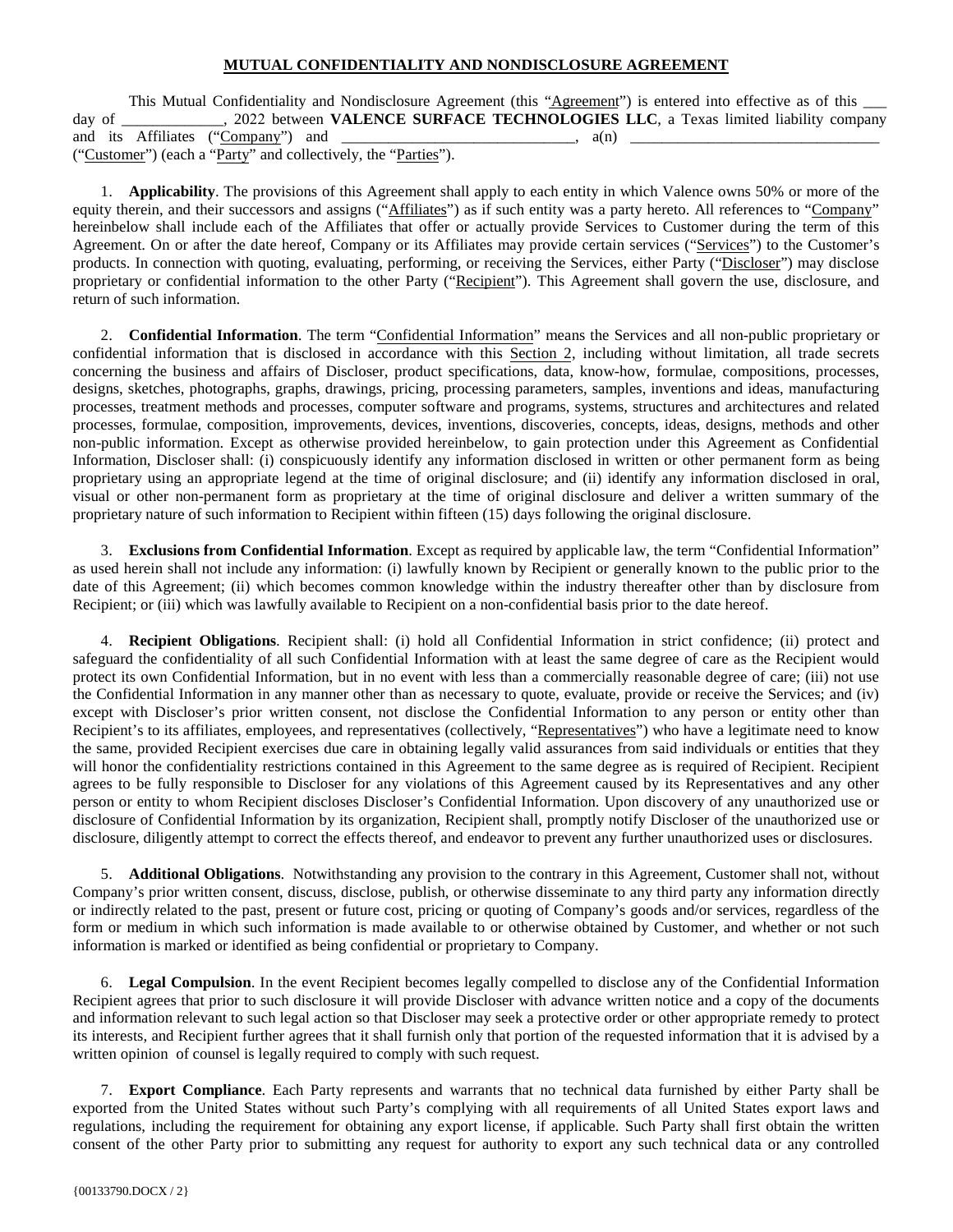# MUTUAL CONFIDENTIALITY AND NONDISCLOSURE AGREEMENT

This Mutual Confidentiality and Nondisclosure Agreement (this "Agreement") is entered into effective as of this ___ day of _____________, 2022 between **VALENCE SURFACE TECHNOLOGIES LLC**, a Texas limited liability company and its Affiliates ("Company") and ______________________________, a(n) _______________________________ ("Customer") (each a "Party" and collectively, the "Parties").

1. **Applicability**. The provisions of this Agreement shall apply to each entity in which Valence owns 50% or more of the equity therein, and their successors and assigns ("Affiliates") as if such entity was a party hereto. All references to "Company" hereinbelow shall include each of the Affiliates that offer or actually provide Services to Customer during the term of this Agreement. On or after the date hereof, Company or its Affiliates may provide certain services ("Services") to the Customer's products. In connection with quoting, evaluating, performing, or receiving the Services, either Party ("Discloser") may disclose proprietary or confidential information to the other Party ("Recipient"). This Agreement shall govern the use, disclosure, and return of such information.

2. **Confidential Information**. The term "Confidential Information" means the Services and all non-public proprietary or confidential information that is disclosed in accordance with this Section 2, including without limitation, all trade secrets concerning the business and affairs of Discloser, product specifications, data, know-how, formulae, compositions, processes, designs, sketches, photographs, graphs, drawings, pricing, processing parameters, samples, inventions and ideas, manufacturing processes, treatment methods and processes, computer software and programs, systems, structures and architectures and related processes, formulae, composition, improvements, devices, inventions, discoveries, concepts, ideas, designs, methods and other non-public information. Except as otherwise provided hereinbelow, to gain protection under this Agreement as Confidential Information, Discloser shall: (i) conspicuously identify any information disclosed in written or other permanent form as being proprietary using an appropriate legend at the time of original disclosure; and (ii) identify any information disclosed in oral, visual or other non-permanent form as proprietary at the time of original disclosure and deliver a written summary of the proprietary nature of such information to Recipient within fifteen (15) days following the original disclosure.

3. **Exclusions from Confidential Information**. Except as required by applicable law, the term "Confidential Information" as used herein shall not include any information: (i) lawfully known by Recipient or generally known to the public prior to the date of this Agreement; (ii) which becomes common knowledge within the industry thereafter other than by disclosure from Recipient; or (iii) which was lawfully available to Recipient on a non-confidential basis prior to the date hereof.

4. **Recipient Obligations**. Recipient shall: (i) hold all Confidential Information in strict confidence; (ii) protect and safeguard the confidentiality of all such Confidential Information with at least the same degree of care as the Recipient would protect its own Confidential Information, but in no event with less than a commercially reasonable degree of care; (iii) not use the Confidential Information in any manner other than as necessary to quote, evaluate, provide or receive the Services; and (iv) except with Discloser's prior written consent, not disclose the Confidential Information to any person or entity other than Recipient's to its affiliates, employees, and representatives (collectively, "Representatives") who have a legitimate need to know the same, provided Recipient exercises due care in obtaining legally valid assurances from said individuals or entities that they will honor the confidentiality restrictions contained in this Agreement to the same degree as is required of Recipient. Recipient agrees to be fully responsible to Discloser for any violations of this Agreement caused by its Representatives and any other person or entity to whom Recipient discloses Discloser's Confidential Information. Upon discovery of any unauthorized use or disclosure of Confidential Information by its organization, Recipient shall, promptly notify Discloser of the unauthorized use or disclosure, diligently attempt to correct the effects thereof, and endeavor to prevent any further unauthorized uses or disclosures.

5. **Additional Obligations**. Notwithstanding any provision to the contrary in this Agreement, Customer shall not, without Company's prior written consent, discuss, disclose, publish, or otherwise disseminate to any third party any information directly or indirectly related to the past, present or future cost, pricing or quoting of Company's goods and/or services, regardless of the form or medium in which such information is made available to or otherwise obtained by Customer, and whether or not such information is marked or identified as being confidential or proprietary to Company.

6. **Legal Compulsion**. In the event Recipient becomes legally compelled to disclose any of the Confidential Information Recipient agrees that prior to such disclosure it will provide Discloser with advance written notice and a copy of the documents and information relevant to such legal action so that Discloser may seek a protective order or other appropriate remedy to protect its interests, and Recipient further agrees that it shall furnish only that portion of the requested information that it is advised by a written opinion of counsel is legally required to comply with such request.

7. **Export Compliance**. Each Party represents and warrants that no technical data furnished by either Party shall be exported from the United States without such Party's complying with all requirements of all United States export laws and regulations, including the requirement for obtaining any export license, if applicable. Such Party shall first obtain the written consent of the other Party prior to submitting any request for authority to export any such technical data or any controlled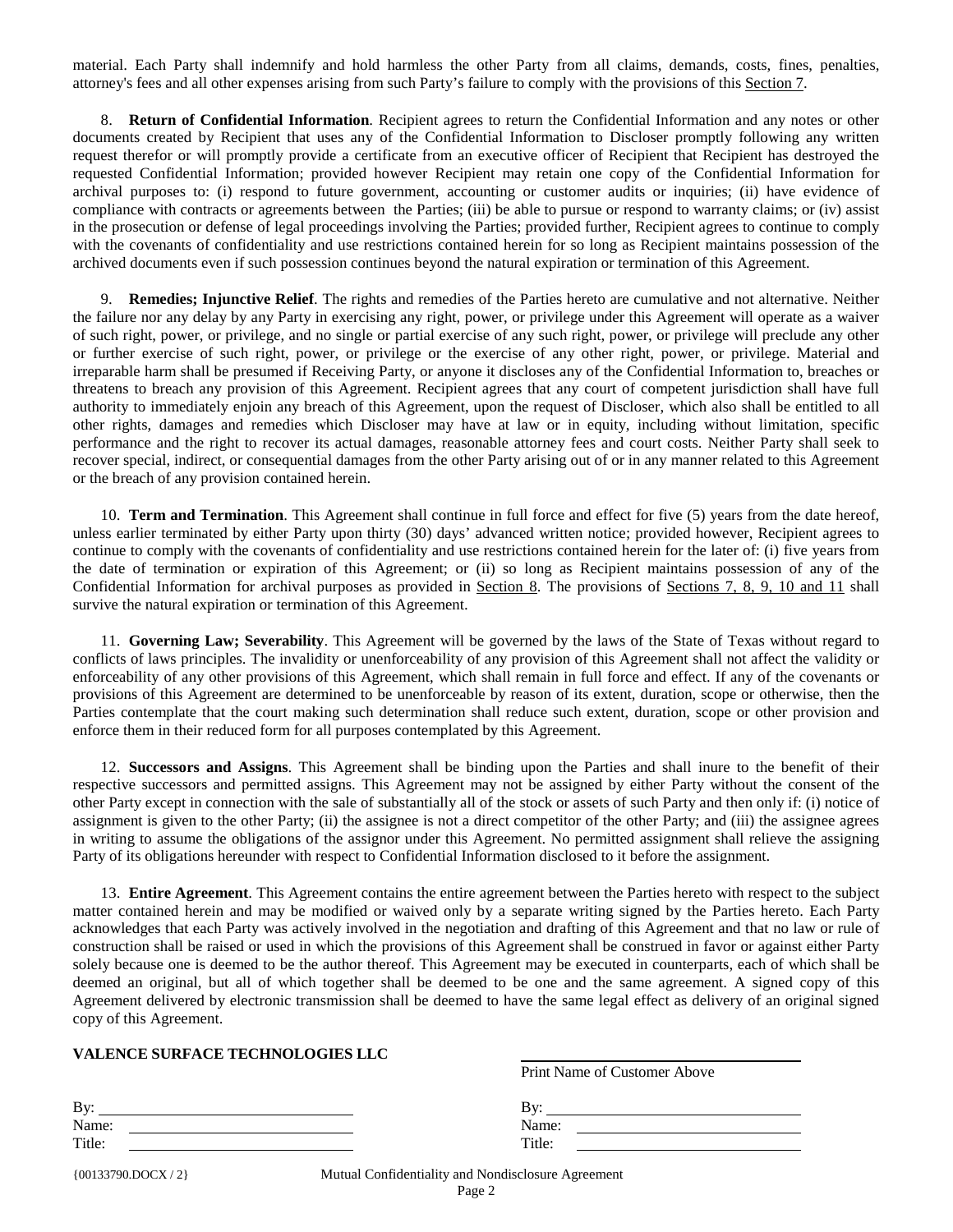material. Each Party shall indemnify and hold harmless the other Party from all claims, demands, costs, fines, penalties, attorney's fees and all other expenses arising from such Party's failure to comply with the provisions of this Section 7.

8. **Return of Confidential Information**. Recipient agrees to return the Confidential Information and any notes or other documents created by Recipient that uses any of the Confidential Information to Discloser promptly following any written request therefor or will promptly provide a certificate from an executive officer of Recipient that Recipient has destroyed the requested Confidential Information; provided however Recipient may retain one copy of the Confidential Information for archival purposes to: (i) respond to future government, accounting or customer audits or inquiries; (ii) have evidence of compliance with contracts or agreements between the Parties; (iii) be able to pursue or respond to warranty claims; or (iv) assist in the prosecution or defense of legal proceedings involving the Parties; provided further, Recipient agrees to continue to comply with the covenants of confidentiality and use restrictions contained herein for so long as Recipient maintains possession of the archived documents even if such possession continues beyond the natural expiration or termination of this Agreement.

9. **Remedies; Injunctive Relief**. The rights and remedies of the Parties hereto are cumulative and not alternative. Neither the failure nor any delay by any Party in exercising any right, power, or privilege under this Agreement will operate as a waiver of such right, power, or privilege, and no single or partial exercise of any such right, power, or privilege will preclude any other or further exercise of such right, power, or privilege or the exercise of any other right, power, or privilege. Material and irreparable harm shall be presumed if Receiving Party, or anyone it discloses any of the Confidential Information to, breaches or threatens to breach any provision of this Agreement. Recipient agrees that any court of competent jurisdiction shall have full authority to immediately enjoin any breach of this Agreement, upon the request of Discloser, which also shall be entitled to all other rights, damages and remedies which Discloser may have at law or in equity, including without limitation, specific performance and the right to recover its actual damages, reasonable attorney fees and court costs. Neither Party shall seek to recover special, indirect, or consequential damages from the other Party arising out of or in any manner related to this Agreement or the breach of any provision contained herein.

10. **Term and Termination**. This Agreement shall continue in full force and effect for five (5) years from the date hereof, unless earlier terminated by either Party upon thirty (30) days' advanced written notice; provided however, Recipient agrees to continue to comply with the covenants of confidentiality and use restrictions contained herein for the later of: (i) five years from the date of termination or expiration of this Agreement; or (ii) so long as Recipient maintains possession of any of the Confidential Information for archival purposes as provided in Section 8. The provisions of Sections 7, 8, 9, 10 and 11 shall survive the natural expiration or termination of this Agreement.

11. **Governing Law; Severability**. This Agreement will be governed by the laws of the State of Texas without regard to conflicts of laws principles. The invalidity or unenforceability of any provision of this Agreement shall not affect the validity or enforceability of any other provisions of this Agreement, which shall remain in full force and effect. If any of the covenants or provisions of this Agreement are determined to be unenforceable by reason of its extent, duration, scope or otherwise, then the Parties contemplate that the court making such determination shall reduce such extent, duration, scope or other provision and enforce them in their reduced form for all purposes contemplated by this Agreement.

12. **Successors and Assigns**. This Agreement shall be binding upon the Parties and shall inure to the benefit of their respective successors and permitted assigns. This Agreement may not be assigned by either Party without the consent of the other Party except in connection with the sale of substantially all of the stock or assets of such Party and then only if: (i) notice of assignment is given to the other Party; (ii) the assignee is not a direct competitor of the other Party; and (iii) the assignee agrees in writing to assume the obligations of the assignor under this Agreement. No permitted assignment shall relieve the assigning Party of its obligations hereunder with respect to Confidential Information disclosed to it before the assignment.

13. **Entire Agreement**. This Agreement contains the entire agreement between the Parties hereto with respect to the subject matter contained herein and may be modified or waived only by a separate writing signed by the Parties hereto. Each Party acknowledges that each Party was actively involved in the negotiation and drafting of this Agreement and that no law or rule of construction shall be raised or used in which the provisions of this Agreement shall be construed in favor or against either Party solely because one is deemed to be the author thereof. This Agreement may be executed in counterparts, each of which shall be deemed an original, but all of which together shall be deemed to be one and the same agreement. A signed copy of this Agreement delivered by electronic transmission shall be deemed to have the same legal effect as delivery of an original signed copy of this Agreement.

**VALENCE SURFACE TECHNOLOGIES LLC**

By: ______________________________
Name: ______________________________
Title: ______________________________

______________________________
Print Name of Customer Above

By: ______________________________
Name: ______________________________
Title: ______________________________

{00133790.DOCX / 2}

Mutual Confidentiality and Nondisclosure Agreement